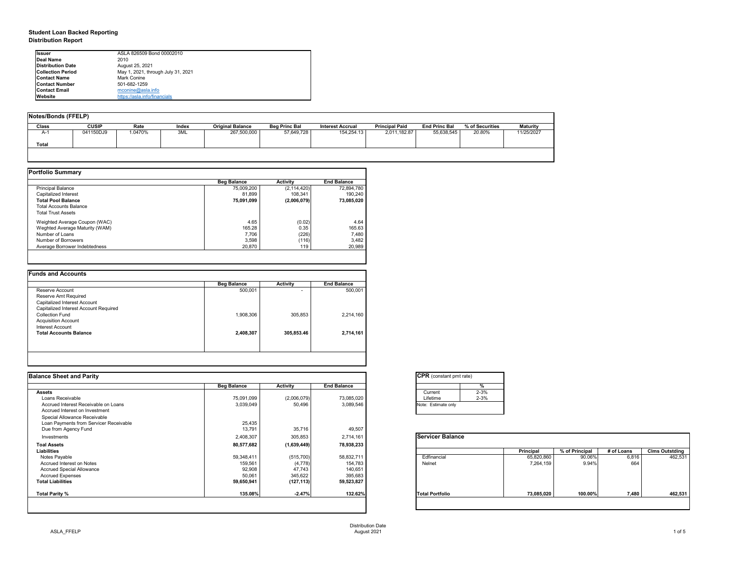# Student Loan Backed Reporting
## Distribution Report

| | |
|---|---|
| **Issuer** | ASLA 826509 Bond 00002010 |
| **Deal Name** | 2010 |
| **Distribution Date** | August 25, 2021 |
| **Collection Period** | May 1, 2021, through July 31, 2021 |
| **Contact Name** | Mark Conine |
| **Contact Number** | 501-682-1259 |
| **Contact Email** | mconine@asla.info |
| **Website** | https://asla.info/financials |

## Notes/Bonds (FFELP)

| Class | CUSIP | Rate | Index | Original Balance | Beg Princ Bal | Interest Accrual | Principal Paid | End Princ Bal | % of Securities | Maturity |
|---|---|---|---|---|---|---|---|---|---|---|
| A-1 | 041150DJ9 | 1.0470% | 3ML | 267,500,000 | 57,649,728 | 154,254.13 | 2,011,182.87 | 55,638,545 | *20.80%* | 11/25/2027 |
| **Total** | | | | | | | | | | |

## Portfolio Summary

| | Beg Balance | Activity | End Balance |
|---|---|---|---|
| Principal Balance | 75,009,200 | (2,114,420) | 72,894,780 |
| Capitalized Interest | 81,899 | 108,341 | 190,240 |
| **Total Pool Balance** | **75,091,099** | **(2,006,079)** | **73,085,020** |
| Total Accounts Balance | | | |
| Total Trust Assets | | | |
| Weighted Average Coupon (WAC) | 4.65 | (0.02) | 4.64 |
| Weghted Average Maturity (WAM) | 165.28 | 0.35 | 165.63 |
| Number of Loans | 7,706 | (226) | 7,480 |
| Number of Borrowers | 3,598 | (116) | 3,482 |
| Average Borrower Indebtedness | 20,870 | 119 | 20,989 |

## Funds and Accounts

| | Beg Balance | Activity | End Balance |
|---|---|---|---|
| Reserve Account | 500,001 | - | 500,001 |
| Reserve Amt Required | | | |
| Capitalized Interest Account | | | |
| Capitalized Interest Account Required | | | |
| Collection Fund | 1,908,306 | 305,853 | 2,214,160 |
| Acquisition Account | | | |
| Interest Account | | | |
| **Total Accounts Balance** | **2,408,307** | **305,853.46** | **2,714,161** |

## Balance Sheet and Parity

| | Beg Balance | Activity | End Balance |
|---|---|---|---|
| **Assets** | | | |
| Loans Receivable | 75,091,099 | (2,006,079) | 73,085,020 |
| Accrued Interest Receivable on Loans | 3,039,049 | 50,496 | 3,089,546 |
| Accrued Interest on Investment | | | |
| Special Allowance Receivable | | | |
| Loan Payments from Servicer Receivable | 25,435 | | |
| Due from Agency Fund | 13,791 | 35,716 | 49,507 |
| Investments | 2,408,307 | 305,853 | 2,714,161 |
| **Toal Assets** | **80,577,682** | **(1,639,449)** | **78,938,233** |
| **Liabilities** | | | |
| Notes Payable | 59,348,411 | (515,700) | 58,832,711 |
| Accrued Interest on Notes | 159,561 | (4,778) | 154,783 |
| Accrued Special Allowance | 92,908 | 47,743 | 140,651 |
| Accrued Expenses | 50,061 | 345,622 | 395,683 |
| **Total Liabilities** | **59,650,941** | **(127,113)** | **59,523,827** |
| **Total Parity %** | **135.08%** | **-2.47%** | **132.62%** |

## CPR (constant pmt rate)

| | % |
|---|---|
| Current | 2-3% |
| Lifetime | 2-3% |

Note: Estimate only

## Servicer Balance

| | Principal | % of Principal | # of Loans | Clms Outstding |
|---|---|---|---|---|
| Edfinancial | 65,820,860 | 90.06% | 6,816 | 462,531 |
| Nelnet | 7,264,159 | 9.94% | 664 | |
| **Total Portfolio** | **73,085,020** | **100.00%** | **7,480** | **462,531** |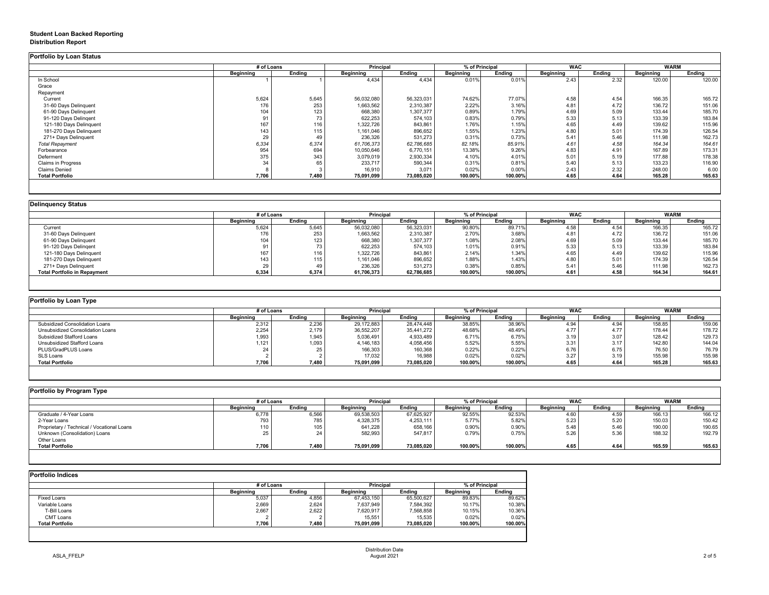**Student Loan Backed Reporting**
**Distribution Report**

## Portfolio by Loan Status

| | # of Loans | | Principal | | % of Principal | | WAC | | WARM | |
|---|---|---|---|---|---|---|---|---|---|---|
| | Beginning | Ending | Beginning | Ending | Beginning | Ending | Beginning | Ending | Beginning | Ending |
| In School | 1 | 1 | 4,434 | 4,434 | 0.01% | 0.01% | 2.43 | 2.32 | 120.00 | 120.00 |
| Grace | | | | | | | | | | |
| Repayment | | | | | | | | | | |
| Current | 5,624 | 5,645 | 56,032,080 | 56,323,031 | 74.62% | 77.07% | 4.58 | 4.54 | 166.35 | 165.72 |
| 31-60 Days Delinquent | 176 | 253 | 1,663,562 | 2,310,387 | 2.22% | 3.16% | 4.81 | 4.72 | 136.72 | 151.06 |
| 61-90 Days Delinquent | 104 | 123 | 668,380 | 1,307,377 | 0.89% | 1.79% | 4.69 | 5.09 | 133.44 | 185.70 |
| 91-120 Days Delingent | 91 | 73 | 622,253 | 574,103 | 0.83% | 0.79% | 5.33 | 5.13 | 133.39 | 183.84 |
| 121-180 Days Delinquent | 167 | 116 | 1,322,726 | 843,861 | 1.76% | 1.15% | 4.65 | 4.49 | 139.62 | 115.96 |
| 181-270 Days Delinquent | 143 | 115 | 1,161,046 | 896,652 | 1.55% | 1.23% | 4.80 | 5.01 | 174.39 | 126.54 |
| 271+ Days Delinquent | 29 | 49 | 236,326 | 531,273 | 0.31% | 0.73% | 5.41 | 5.46 | 111.98 | 162.73 |
| *Total Repayment* | *6,334* | *6,374* | *61,706,373* | *62,786,685* | *82.18%* | *85.91%* | *4.61* | *4.58* | *164.34* | *164.61* |
| Forbearance | 954 | 694 | 10,050,646 | 6,770,151 | 13.38% | 9.26% | 4.83 | 4.91 | 167.89 | 173.31 |
| Deferment | 375 | 343 | 3,079,019 | 2,930,334 | 4.10% | 4.01% | 5.01 | 5.19 | 177.88 | 178.38 |
| Claims in Progress | 34 | 65 | 233,717 | 590,344 | 0.31% | 0.81% | 5.40 | 5.13 | 133.23 | 116.90 |
| Claims Denied | 8 | 3 | 16,910 | 3,071 | 0.02% | 0.00% | 2.43 | 2.32 | 248.00 | 6.00 |
| **Total Portfolio** | **7,706** | **7,480** | **75,091,099** | **73,085,020** | **100.00%** | **100.00%** | **4.65** | **4.64** | **165.28** | **165.63** |

## Delinquency Status

| | # of Loans | | Principal | | % of Principal | | WAC | | WARM | |
|---|---|---|---|---|---|---|---|---|---|---|
| | Beginning | Ending | Beginning | Ending | Beginning | Ending | Beginning | Ending | Beginning | Ending |
| Current | 5,624 | 5,645 | 56,032,080 | 56,323,031 | 90.80% | 89.71% | 4.58 | 4.54 | 166.35 | 165.72 |
| 31-60 Days Delinquent | 176 | 253 | 1,663,562 | 2,310,387 | 2.70% | 3.68% | 4.81 | 4.72 | 136.72 | 151.06 |
| 61-90 Days Delinquent | 104 | 123 | 668,380 | 1,307,377 | 1.08% | 2.08% | 4.69 | 5.09 | 133.44 | 185.70 |
| 91-120 Days Delingent | 91 | 73 | 622,253 | 574,103 | 1.01% | 0.91% | 5.33 | 5.13 | 133.39 | 183.84 |
| 121-180 Days Delinquent | 167 | 116 | 1,322,726 | 843,861 | 2.14% | 1.34% | 4.65 | 4.49 | 139.62 | 115.96 |
| 181-270 Days Delinquent | 143 | 115 | 1,161,046 | 896,652 | 1.88% | 1.43% | 4.80 | 5.01 | 174.39 | 126.54 |
| 271+ Days Delinquent | 29 | 49 | 236,326 | 531,273 | 0.38% | 0.85% | 5.41 | 5.46 | 111.98 | 162.73 |
| **Total Portfolio in Repayment** | **6,334** | **6,374** | **61,706,373** | **62,786,685** | **100.00%** | **100.00%** | **4.61** | **4.58** | **164.34** | **164.61** |

## Portfolio by Loan Type

| | # of Loans | | Principal | | % of Principal | | WAC | | WARM | |
|---|---|---|---|---|---|---|---|---|---|---|
| | Beginning | Ending | Beginning | Ending | Beginning | Ending | Beginning | Ending | Beginning | Ending |
| Subsidized Consolidation Loans | 2,312 | 2,236 | 29,172,883 | 28,474,448 | 38.85% | 38.96% | 4.94 | 4.94 | 158.85 | 159.06 |
| Unsubsidized Consolidation Loans | 2,254 | 2,179 | 36,552,207 | 35,441,272 | 48.68% | 48.49% | 4.77 | 4.77 | 178.44 | 178.72 |
| Subsidized Stafford Loans | 1,993 | 1,945 | 5,036,491 | 4,933,489 | 6.71% | 6.75% | 3.19 | 3.07 | 128.42 | 129.73 |
| Unsubsidized Stafford Loans | 1,121 | 1,093 | 4,146,183 | 4,058,456 | 5.52% | 5.55% | 3.31 | 3.17 | 142.80 | 144.04 |
| PLUS/GradPLUS Loans | 24 | 25 | 166,303 | 160,368 | 0.22% | 0.22% | 6.76 | 6.75 | 76.50 | 76.79 |
| SLS Loans | 2 | 2 | 17,032 | 16,988 | 0.02% | 0.02% | 3.27 | 3.19 | 155.98 | 155.98 |
| **Total Portfolio** | **7,706** | **7,480** | **75,091,099** | **73,085,020** | **100.00%** | **100.00%** | **4.65** | **4.64** | **165.28** | **165.63** |

## Portfolio by Program Type

| | # of Loans | | Principal | | % of Principal | | WAC | | WARM | |
|---|---|---|---|---|---|---|---|---|---|---|
| | Beginning | Ending | Beginning | Ending | Beginning | Ending | Beginning | Ending | Beginning | Ending |
| Graduate / 4-Year Loans | 6,778 | 6,566 | 69,538,503 | 67,625,927 | 92.55% | 92.53% | 4.60 | 4.59 | 166.13 | 166.12 |
| 2-Year Loans | 793 | 785 | 4,328,375 | 4,253,111 | 5.77% | 5.82% | 5.23 | 5.20 | 150.03 | 150.42 |
| Proprietary / Technical / Vocational Loans | 110 | 105 | 641,228 | 658,166 | 0.90% | 0.90% | 5.48 | 5.46 | 190.00 | 190.65 |
| Unknown (Consolidation) Loans | 25 | 24 | 582,993 | 547,817 | 0.79% | 0.75% | 5.26 | 5.36 | 188.32 | 192.79 |
| Other Loans | | | | | | | | | | |
| **Total Portfolio** | **7,706** | **7,480** | **75,091,099** | **73,085,020** | **100.00%** | **100.00%** | **4.65** | **4.64** | **165.59** | **165.63** |

## Portfolio Indices

| | # of Loans | | Principal | | % of Principal | |
|---|---|---|---|---|---|---|
| | Beginning | Ending | Beginning | Ending | Beginning | Ending |
| Fixed Loans | 5,037 | 4,856 | 67,453,150 | 65,500,627 | 89.83% | 89.62% |
| Variable Loans | 2,669 | 2,624 | 7,637,949 | 7,584,392 | 10.17% | 10.38% |
| T-Bill Loans | 2,667 | 2,622 | 7,620,917 | 7,568,858 | 10.15% | 10.36% |
| CMT Loans | 2 | 2 | 15,551 | 15,535 | 0.02% | 0.02% |
| **Total Portfolio** | **7,706** | **7,480** | **75,091,099** | **73,085,020** | **100.00%** | **100.00%** |

ASLA_FFELP

Distribution Date
August 2021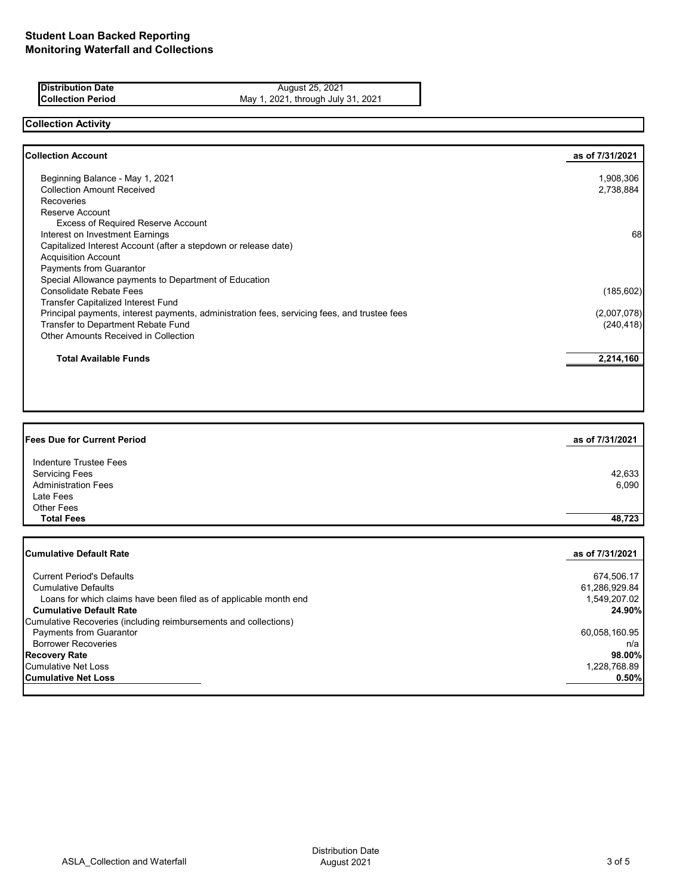# Student Loan Backed Reporting
## Monitoring Waterfall and Collections

| | |
|---|---|
| **Distribution Date** | August 25, 2021 |
| **Collection Period** | May 1, 2021, through July 31, 2021 |

## Collection Activity

| **Collection Account** | **as of 7/31/2021** |
|---|---|
| Beginning Balance - May 1, 2021 | 1,908,306 |
| Collection Amount Received | 2,738,884 |
| Recoveries | |
| Reserve Account | |
| Excess of Required Reserve Account | |
| Interest on Investment Earnings | 68 |
| Capitalized Interest Account (after a stepdown or release date) | |
| Acquisition Account | |
| Payments from Guarantor | |
| Special Allowance payments to Department of Education | |
| Consolidate Rebate Fees | (185,602) |
| Transfer Capitalized Interest Fund | |
| Principal payments, interest payments, administration fees, servicing fees, and trustee fees | (2,007,078) |
| Transfer to Department Rebate Fund | (240,418) |
| Other Amounts Received in Collection | |
| **Total Available Funds** | **2,214,160** |

| **Fees Due for Current Period** | **as of 7/31/2021** |
|---|---|
| Indenture Trustee Fees | |
| Servicing Fees | 42,633 |
| Administration Fees | 6,090 |
| Late Fees | |
| Other Fees | |
| **Total Fees** | **48,723** |

| **Cumulative Default Rate** | **as of 7/31/2021** |
|---|---|
| Current Period's Defaults | 674,506.17 |
| Cumulative Defaults | 61,286,929.84 |
| Loans for which claims have been filed as of applicable month end | 1,549,207.02 |
| **Cumulative Default Rate** | **24.90%** |
| Cumulative Recoveries (including reimbursements and collections) | |
| Payments from Guarantor | 60,058,160.95 |
| Borrower Recoveries | n/a |
| **Recovery Rate** | **98.00%** |
| Cumulative Net Loss | 1,228,768.89 |
| **Cumulative Net Loss** | **0.50%** |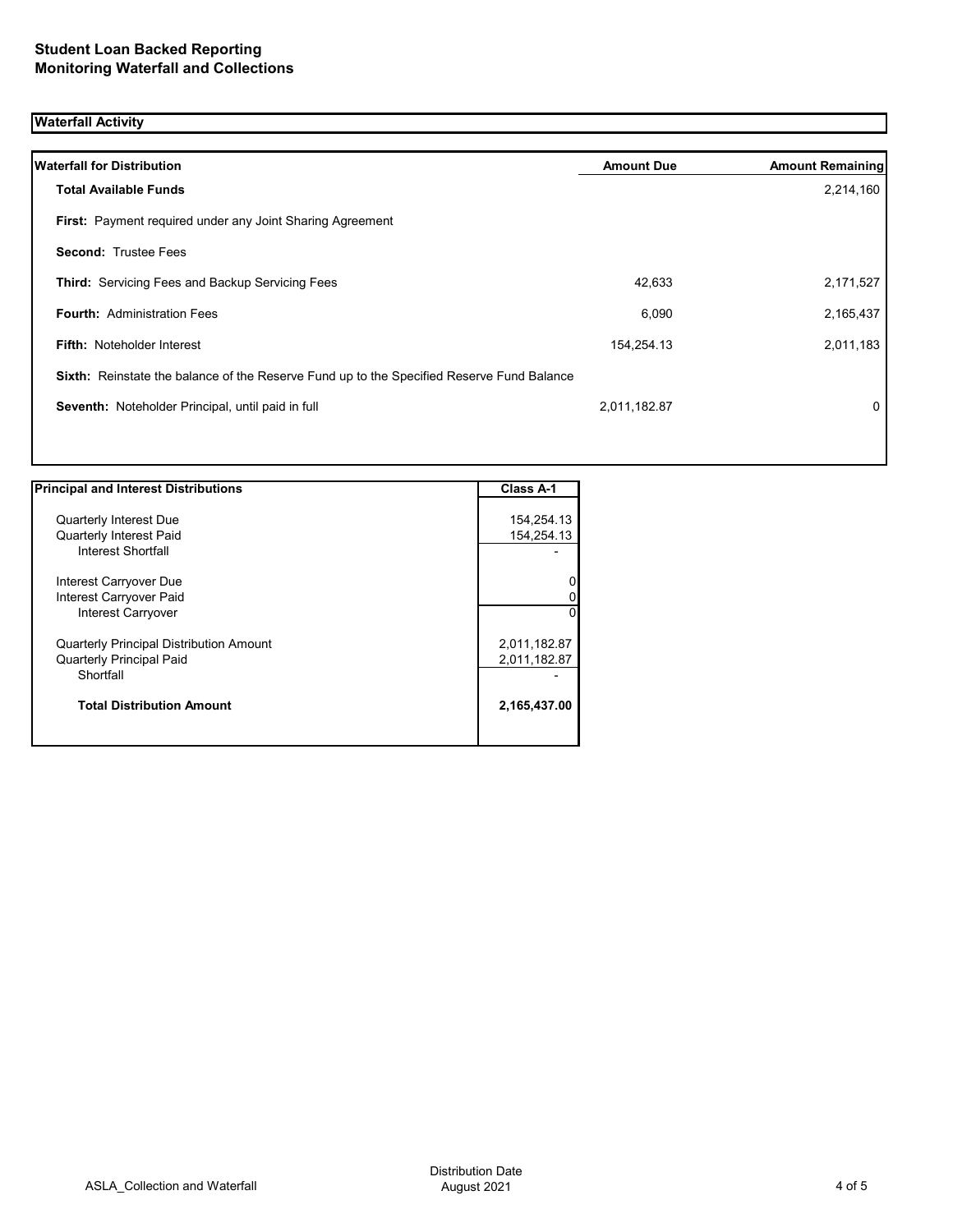**Student Loan Backed Reporting**
**Monitoring Waterfall and Collections**

## Waterfall Activity

| Waterfall for Distribution | Amount Due | Amount Remaining |
|---|---|---|
| **Total Available Funds** | | 2,214,160 |
| **First:** Payment required under any Joint Sharing Agreement | | |
| **Second:** Trustee Fees | | |
| **Third:** Servicing Fees and Backup Servicing Fees | 42,633 | 2,171,527 |
| **Fourth:** Administration Fees | 6,090 | 2,165,437 |
| **Fifth:** Noteholder Interest | 154,254.13 | 2,011,183 |
| **Sixth:** Reinstate the balance of the Reserve Fund up to the Specified Reserve Fund Balance | | |
| **Seventh:** Noteholder Principal, until paid in full | 2,011,182.87 | 0 |

| Principal and Interest Distributions | Class A-1 |
|---|---|
| Quarterly Interest Due | 154,254.13 |
| Quarterly Interest Paid | 154,254.13 |
| Interest Shortfall | - |
| Interest Carryover Due | 0 |
| Interest Carryover Paid | 0 |
| Interest Carryover | 0 |
| Quarterly Principal Distribution Amount | 2,011,182.87 |
| Quarterly Principal Paid | 2,011,182.87 |
| Shortfall | - |
| **Total Distribution Amount** | **2,165,437.00** |

ASLA_Collection and Waterfall

Distribution Date
August 2021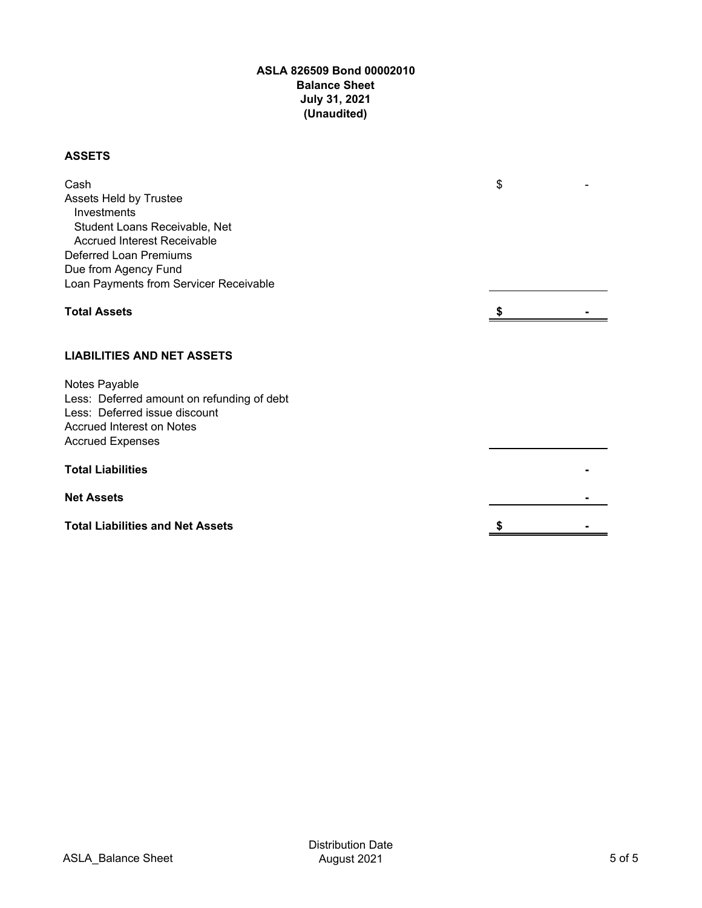**ASLA 826509 Bond 00002010**
**Balance Sheet**
**July 31, 2021**
**(Unaudited)**

| | |
|---|---|
| **ASSETS** | |
| Cash | $ - |
| Assets Held by Trustee | |
| Investments | |
| Student Loans Receivable, Net | |
| Accrued Interest Receivable | |
| Deferred Loan Premiums | |
| Due from Agency Fund | |
| Loan Payments from Servicer Receivable | |
| **Total Assets** | **$ -** |
| **LIABILITIES AND NET ASSETS** | |
| Notes Payable | |
| Less: Deferred amount on refunding of debt | |
| Less: Deferred issue discount | |
| Accrued Interest on Notes | |
| Accrued Expenses | |
| **Total Liabilities** | **-** |
| **Net Assets** | **-** |
| **Total Liabilities and Net Assets** | **$ -** |

ASLA_Balance Sheet

Distribution Date
August 2021